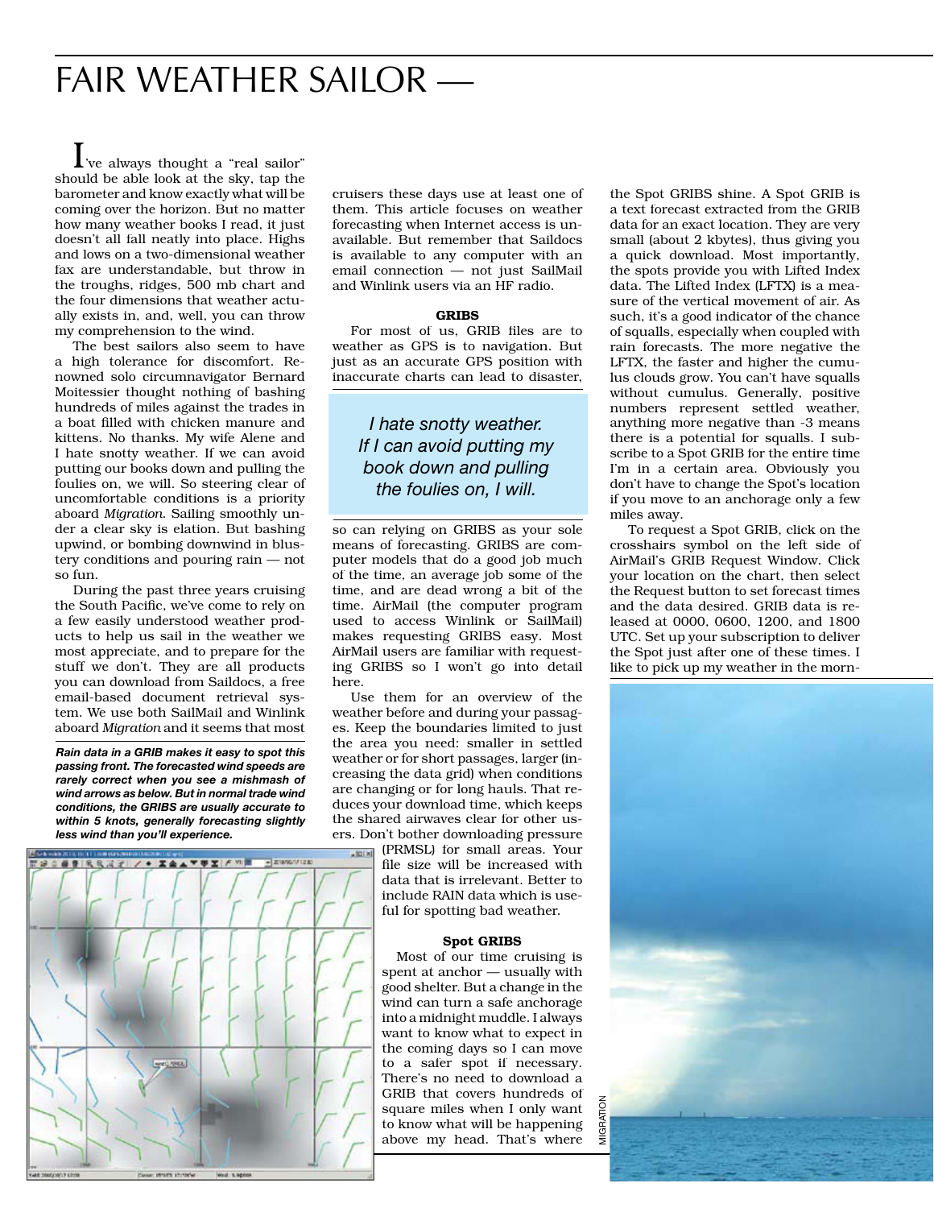# FAIR WEATHER SAILOR —

I've always thought a "real sailor" should be able look at the sky, tap the barometer and know exactly what will be coming over the horizon. But no matter how many weather books I read, it just doesn't all fall neatly into place. Highs and lows on a two-dimensional weather fax are understandable, but throw in the troughs, ridges, 500 mb chart and the four dimensions that weather actually exists in, and, well, you can throw my comprehension to the wind.

The best sailors also seem to have a high tolerance for discomfort. Renowned solo circumnavigator Bernard Moitessier thought nothing of bashing hundreds of miles against the trades in a boat filled with chicken manure and kittens. No thanks. My wife Alene and I hate snotty weather. If we can avoid putting our books down and pulling the foulies on, we will. So steering clear of uncomfortable conditions is a priority aboard *Migration*. Sailing smoothly under a clear sky is elation. But bashing upwind, or bombing downwind in blustery conditions and pouring rain — not so fun.

During the past three years cruising the South Pacific, we've come to rely on a few easily understood weather products to help us sail in the weather we most appreciate, and to prepare for the stuff we don't. They are all products you can download from Saildocs, a free email-based document retrieval system. We use both SailMail and Winlink aboard *Migration* and it seems that most cruisers these days use at least one of them. This article focuses on weather forecasting when Internet access is unavailable. But remember that Saildocs is available to any computer with an email connection — not just SailMail and Winlink users via an HF radio.

***Rain data in a GRIB makes it easy to spot this passing front. The forecasted wind speeds are rarely correct when you see a mishmash of wind arrows as below. But in normal trade wind conditions, the GRIBS are usually accurate to within 5 knots, generally forecasting slightly less wind than you'll experience.***

## GRIBS

For most of us, GRIB files are to weather as GPS is to navigation. But just as an accurate GPS position with inaccurate charts can lead to disaster, so can relying on GRIBS as your sole means of forecasting. GRIBS are computer models that do a good job much of the time, an average job some of the time, and are dead wrong a bit of the time. AirMail (the computer program used to access Winlink or SailMail) makes requesting GRIBS easy. Most AirMail users are familiar with requesting GRIBS so I won't go into detail here.

> *I hate snotty weather. If I can avoid putting my book down and pulling the foulies on, I will.*

Use them for an overview of the weather before and during your passages. Keep the boundaries limited to just the area you need: smaller in settled weather or for short passages, larger (increasing the data grid) when conditions are changing or for long hauls. That reduces your download time, which keeps the shared airwaves clear for other users. Don't bother downloading pressure (PRMSL) for small areas. Your file size will be increased with data that is irrelevant. Better to include RAIN data which is useful for spotting bad weather.

## Spot GRIBS

Most of our time cruising is spent at anchor — usually with good shelter. But a change in the wind can turn a safe anchorage into a midnight muddle. I always want to know what to expect in the coming days so I can move to a safer spot if necessary. There's no need to download a GRIB that covers hundreds of square miles when I only want to know what will be happening above my head. That's where the Spot GRIBS shine. A Spot GRIB is a text forecast extracted from the GRIB data for an exact location. They are very small (about 2 kbytes), thus giving you a quick download. Most importantly, the spots provide you with Lifted Index data. The Lifted Index (LFTX) is a measure of the vertical movement of air. As such, it's a good indicator of the chance of squalls, especially when coupled with rain forecasts. The more negative the LFTX, the faster and higher the cumulus clouds grow. You can't have squalls without cumulus. Generally, positive numbers represent settled weather, anything more negative than -3 means there is a potential for squalls. I subscribe to a Spot GRIB for the entire time I'm in a certain area. Obviously you don't have to change the Spot's location if you move to an anchorage only a few miles away.

To request a Spot GRIB, click on the crosshairs symbol on the left side of AirMail's GRIB Request Window. Click your location on the chart, then select the Request button to set forecast times and the data desired. GRIB data is released at 0000, 0600, 1200, and 1800 UTC. Set up your subscription to deliver the Spot just after one of these times. I like to pick up my weather in the morn-

MIGRATION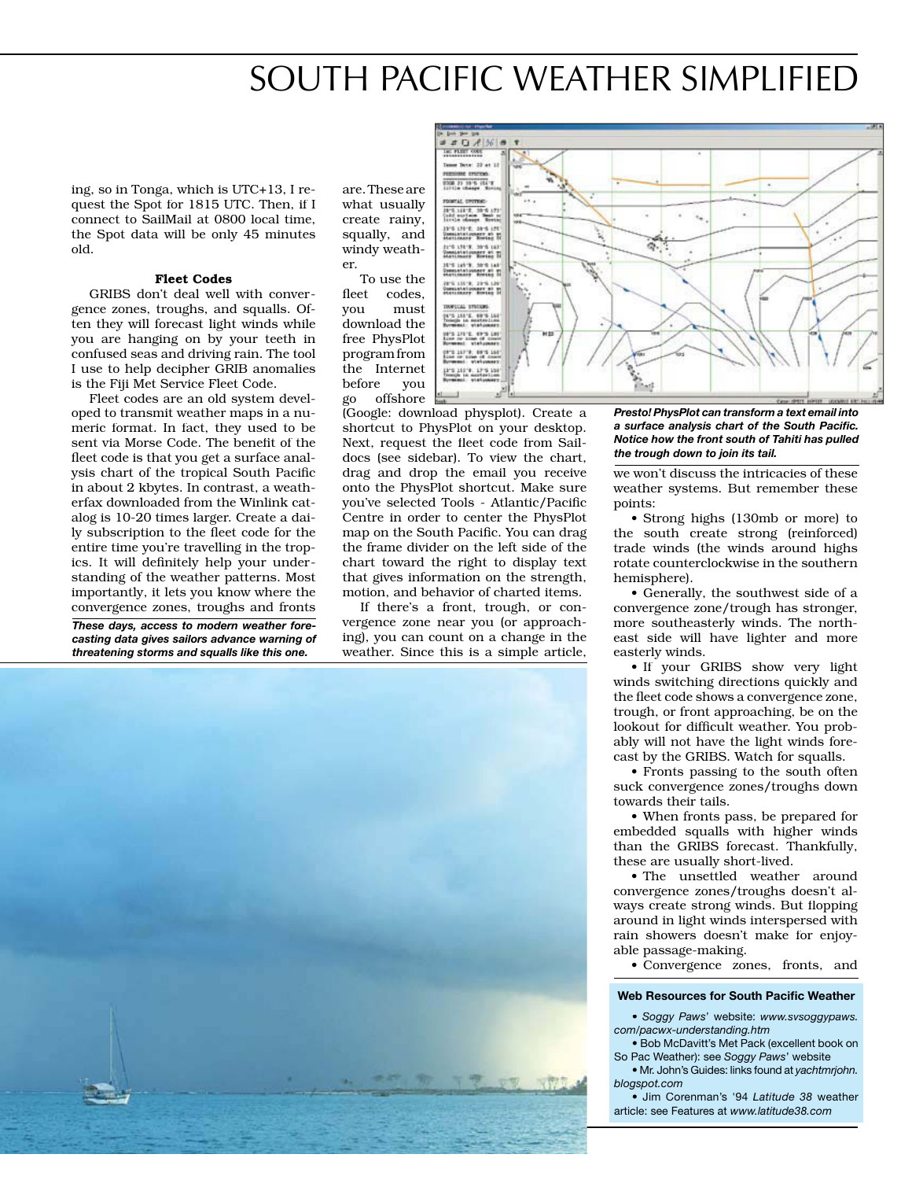# SOUTH PACIFIC WEATHER SIMPLIFIED

ing, so in Tonga, which is UTC+13, I request the Spot for 1815 UTC. Then, if I connect to SailMail at 0800 local time, the Spot data will be only 45 minutes old.

**Fleet Codes**

GRIBS don't deal well with convergence zones, troughs, and squalls. Often they will forecast light winds while you are hanging on by your teeth in confused seas and driving rain. The tool I use to help decipher GRIB anomalies is the Fiji Met Service Fleet Code.

Fleet codes are an old system developed to transmit weather maps in a numeric format. In fact, they used to be sent via Morse Code. The benefit of the fleet code is that you get a surface analysis chart of the tropical South Pacific in about 2 kbytes. In contrast, a weatherfax downloaded from the Winlink catalog is 10-20 times larger. Create a daily subscription to the fleet code for the entire time you're travelling in the tropics. It will definitely help your understanding of the weather patterns. Most importantly, it lets you know where the convergence zones, troughs and fronts are. These are what usually create rainy, squally, and windy weather.

To use the fleet codes, you must download the free PhysPlot program from the Internet before you go offshore (Google: download physplot). Create a shortcut to PhysPlot on your desktop. Next, request the fleet code from Saildocs (see sidebar). To view the chart, drag and drop the email you receive onto the PhysPlot shortcut. Make sure you've selected Tools - Atlantic/Pacific Centre in order to center the PhysPlot map on the South Pacific. You can drag the frame divider on the left side of the chart toward the right to display text that gives information on the strength, motion, and behavior of charted items.

If there's a front, trough, or convergence zone near you (or approaching), you can count on a change in the weather. Since this is a simple article, we won't discuss the intricacies of these weather systems. But remember these points:

- Strong highs (130mb or more) to the south create strong (reinforced) trade winds (the winds around highs rotate counterclockwise in the southern hemisphere).
- Generally, the southwest side of a convergence zone/trough has stronger, more southeasterly winds. The northeast side will have lighter and more easterly winds.
- If your GRIBS show very light winds switching directions quickly and the fleet code shows a convergence zone, trough, or front approaching, be on the lookout for difficult weather. You probably will not have the light winds forecast by the GRIBS. Watch for squalls.
- Fronts passing to the south often suck convergence zones/troughs down towards their tails.
- When fronts pass, be prepared for embedded squalls with higher winds than the GRIBS forecast. Thankfully, these are usually short-lived.
- The unsettled weather around convergence zones/troughs doesn't always create strong winds. But flopping around in light winds interspersed with rain showers doesn't make for enjoyable passage-making.
- Convergence zones, fronts, and

***Presto! PhysPlot can transform a text email into a surface analysis chart of the South Pacific. Notice how the front south of Tahiti has pulled the trough down to join its tail.***

***These days, access to modern weather forecasting data gives sailors advance warning of threatening storms and squalls like this one.***

**Web Resources for South Pacific Weather**

- *Soggy Paws'* website: *www.svsoggypaws.com/pacwx-understanding.htm*
- Bob McDavitt's Met Pack (excellent book on So Pac Weather): see *Soggy Paws'* website
- Mr. John's Guides: links found at *yachtmrjohn.blogspot.com*
- Jim Corenman's '94 *Latitude 38* weather article: see Features at *www.latitude38.com*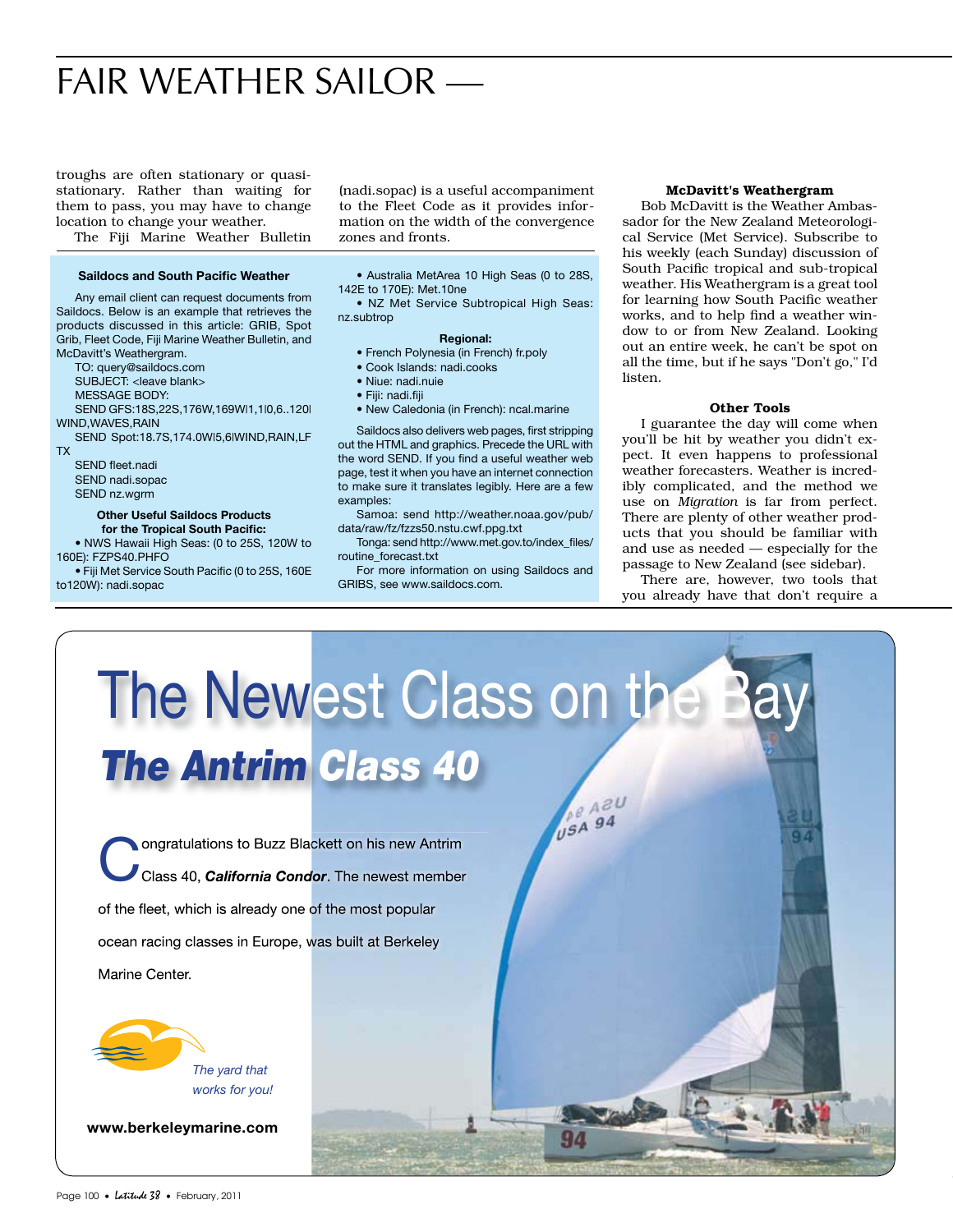troughs are often stationary or quasi-stationary. Rather than waiting for them to pass, you may have to change location to change your weather.

The Fiji Marine Weather Bulletin (nadi.sopac) is a useful accompaniment to the Fleet Code as it provides information on the width of the convergence zones and fronts.

### Saildocs and South Pacific Weather

Any email client can request documents from Saildocs. Below is an example that retrieves the products discussed in this article: GRIB, Spot Grib, Fleet Code, Fiji Marine Weather Bulletin, and McDavitt's Weathergram.

TO: query@saildocs.com
SUBJECT: <leave blank>
MESSAGE BODY:
SEND GFS:18S,22S,176W,169W|1,1|0,6..120|WIND,WAVES,RAIN
SEND Spot:18.7S,174.0W|5,6|WIND,RAIN,LFTX
SEND fleet.nadi
SEND nadi.sopac
SEND nz.wgrm

**Other Useful Saildocs Products for the Tropical South Pacific:**

- NWS Hawaii High Seas: (0 to 25S, 120W to 160E): FZPS40.PHFO
- Fiji Met Service South Pacific (0 to 25S, 160E to120W): nadi.sopac
- Australia MetArea 10 High Seas (0 to 28S, 142E to 170E): Met.10ne
- NZ Met Service Subtropical High Seas: nz.subtrop

**Regional:**

- French Polynesia (in French) fr.poly
- Cook Islands: nadi.cooks
- Niue: nadi.nuie
- Fiji: nadi.fiji
- New Caledonia (in French): ncal.marine

Saildocs also delivers web pages, first stripping out the HTML and graphics. Precede the URL with the word SEND. If you find a useful weather web page, test it when you have an internet connection to make sure it translates legibly. Here are a few examples:

Samoa: send http://weather.noaa.gov/pub/data/raw/fz/fzzs50.nstu.cwf.ppg.txt

Tonga: send http://www.met.gov.to/index_files/routine_forecast.txt

For more information on using Saildocs and GRIBS, see www.saildocs.com.

### McDavitt's Weathergram

Bob McDavitt is the Weather Ambassador for the New Zealand Meteorological Service (Met Service). Subscribe to his weekly (each Sunday) discussion of South Pacific tropical and sub-tropical weather. His Weathergram is a great tool for learning how South Pacific weather works, and to help find a weather window to or from New Zealand. Looking out an entire week, he can't be spot on all the time, but if he says "Don't go," I'd listen.

### Other Tools

I guarantee the day will come when you'll be hit by weather you didn't expect. It even happens to professional weather forecasters. Weather is incredibly complicated, and the method we use on *Migration* is far from perfect. There are plenty of other weather products that you should be familiar with and use as needed — especially for the passage to New Zealand (see sidebar).

There are, however, two tools that you already have that don't require a

# The Newest Class on the Bay

## *The Antrim Class 40*

Congratulations to Buzz Blackett on his new Antrim Class 40, ***California Condor***. The newest member of the fleet, which is already one of the most popular ocean racing classes in Europe, was built at Berkeley Marine Center.

*The yard that works for you!*

**www.berkeleymarine.com**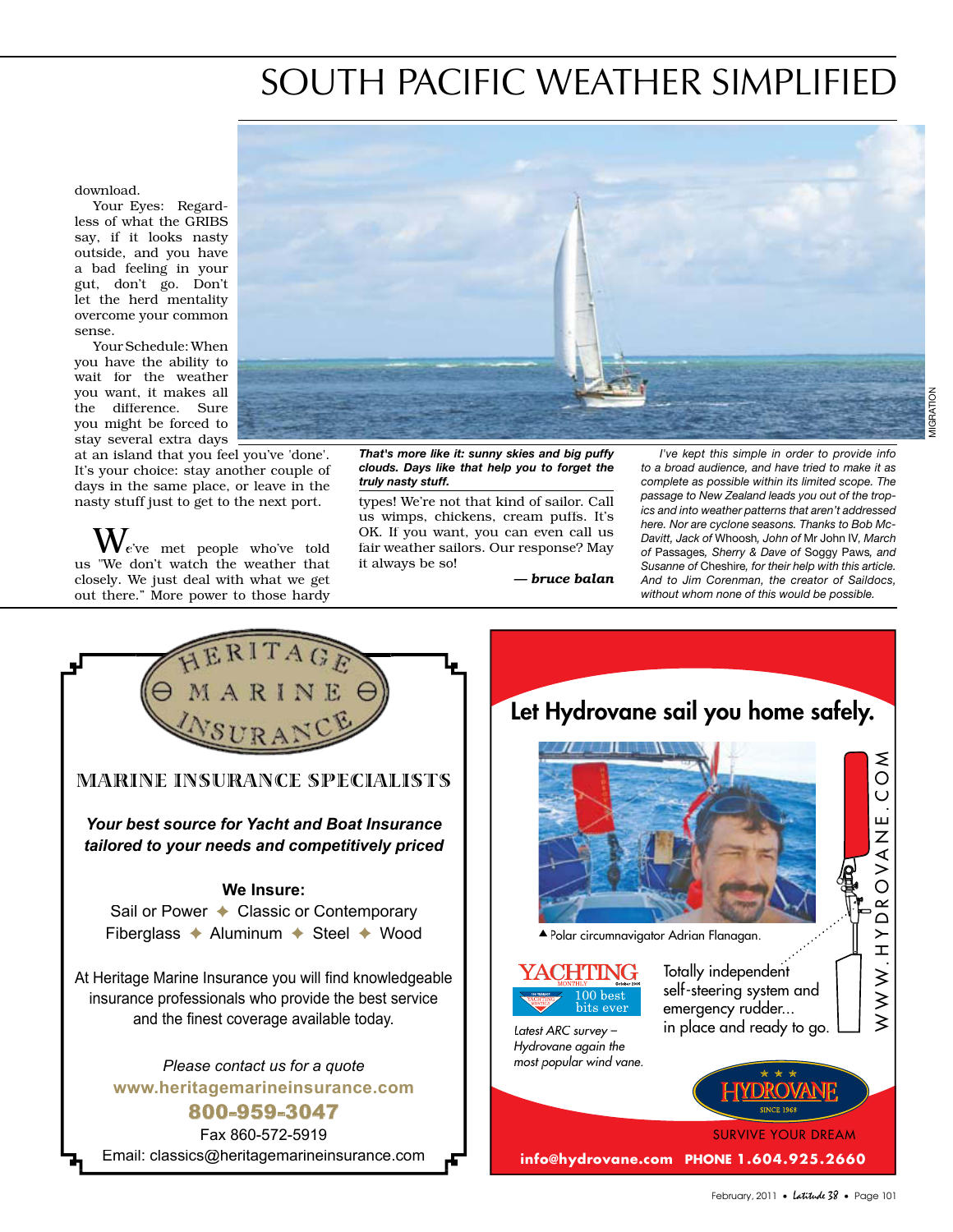download.

Your Eyes: Regardless of what the GRIBS say, if it looks nasty outside, and you have a bad feeling in your gut, don't go. Don't let the herd mentality overcome your common sense.

Your Schedule: When you have the ability to wait for the weather you want, it makes all the difference. Sure you might be forced to stay several extra days at an island that you feel you've 'done'. It's your choice: stay another couple of days in the same place, or leave in the nasty stuff just to get to the next port.

We've met people who've told us "We don't watch the weather that closely. We just deal with what we get out there." More power to those hardy types! We're not that kind of sailor. Call us wimps, chickens, cream puffs. It's OK. If you want, you can even call us fair weather sailors. Our response? May it always be so!

*— bruce balan*

***That's more like it: sunny skies and big puffy clouds. Days like that help you to forget the truly nasty stuff.***

MIGRATION

*I've kept this simple in order to provide info to a broad audience, and have tried to make it as complete as possible within its limited scope. The passage to New Zealand leads you out of the tropics and into weather patterns that aren't addressed here. Nor are cyclone seasons. Thanks to Bob McDavitt, Jack of* Whoosh*, John of* Mr John IV*, March of* Passages*, Sherry & Dave of* Soggy Paws*, and Susanne of* Cheshire*, for their help with this article. And to Jim Corenman, the creator of Saildocs, without whom none of this would be possible.*

HERITAGE MARINE INSURANCE

MARINE INSURANCE SPECIALISTS

***Your best source for Yacht and Boat Insurance tailored to your needs and competitively priced***

**We Insure:**

Sail or Power ✦ Classic or Contemporary
Fiberglass ✦ Aluminum ✦ Steel ✦ Wood

At Heritage Marine Insurance you will find knowledgeable insurance professionals who provide the best service and the finest coverage available today.

*Please contact us for a quote*
**www.heritagemarineinsurance.com**
**800-959-3047**
Fax 860-572-5919
Email: classics@heritagemarineinsurance.com

**Let Hydrovane sail you home safely.**

▲ Polar circumnavigator Adrian Flanagan.

YACHTING MONTHLY October 2010 — 100 best bits ever

*Latest ARC survey – Hydrovane again the most popular wind vane.*

Totally independent self-steering system and emergency rudder... in place and ready to go.

WWW.HYDROVANE.COM

HYDROVANE SINCE 1968

SURVIVE YOUR DREAM

**info@hydrovane.com PHONE 1.604.925.2660**